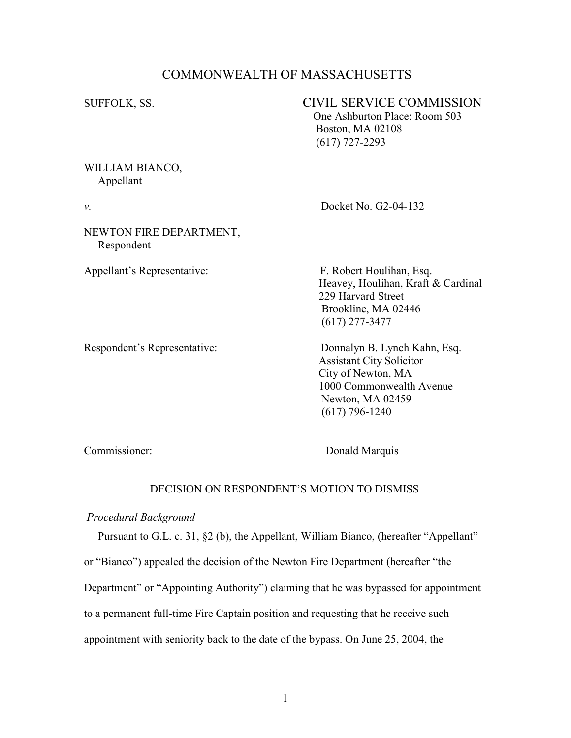# COMMONWEALTH OF MASSACHUSETTS

SUFFOLK, SS.

**CIVIL SERVICE COMMISSION**
One Ashburton Place: Room 503
Boston, MA 02108
(617) 727-2293

WILLIAM BIANCO,
Appellant

*v.*

Docket No. G2-04-132

NEWTON FIRE DEPARTMENT,
Respondent

Appellant's Representative:

F. Robert Houlihan, Esq.
Heavey, Houlihan, Kraft & Cardinal
229 Harvard Street
Brookline, MA 02446
(617) 277-3477

Respondent's Representative:

Donnalyn B. Lynch Kahn, Esq.
Assistant City Solicitor
City of Newton, MA
1000 Commonwealth Avenue
Newton, MA 02459
(617) 796-1240

Commissioner:

Donald Marquis

## DECISION ON RESPONDENT'S MOTION TO DISMISS

*Procedural Background*

Pursuant to G.L. c. 31, §2 (b), the Appellant, William Bianco, (hereafter "Appellant" or "Bianco") appealed the decision of the Newton Fire Department (hereafter "the Department" or "Appointing Authority") claiming that he was bypassed for appointment to a permanent full-time Fire Captain position and requesting that he receive such appointment with seniority back to the date of the bypass. On June 25, 2004, the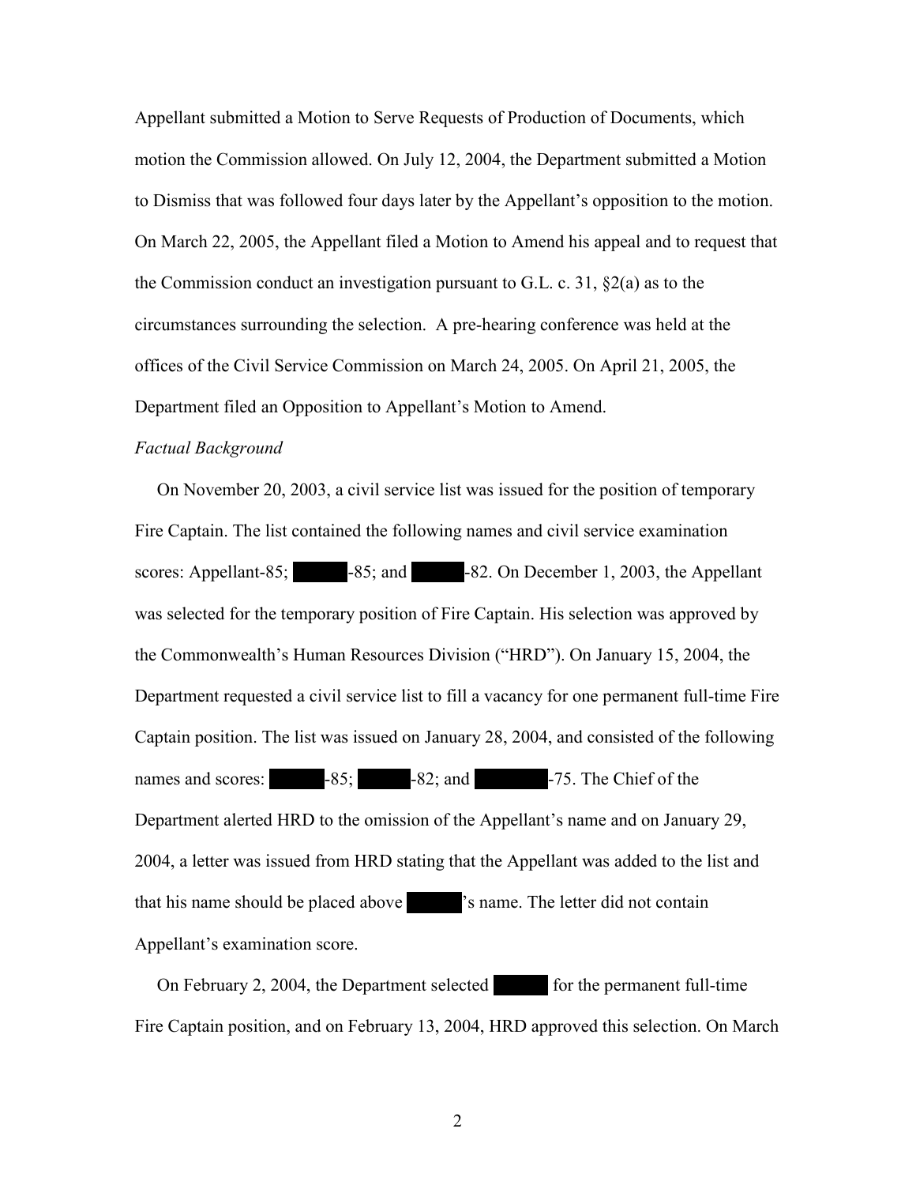Appellant submitted a Motion to Serve Requests of Production of Documents, which motion the Commission allowed. On July 12, 2004, the Department submitted a Motion to Dismiss that was followed four days later by the Appellant's opposition to the motion. On March 22, 2005, the Appellant filed a Motion to Amend his appeal and to request that the Commission conduct an investigation pursuant to G.L. c. 31, §2(a) as to the circumstances surrounding the selection. A pre-hearing conference was held at the offices of the Civil Service Commission on March 24, 2005. On April 21, 2005, the Department filed an Opposition to Appellant's Motion to Amend.

*Factual Background*

On November 20, 2003, a civil service list was issued for the position of temporary Fire Captain. The list contained the following names and civil service examination scores: Appellant-85; ██████-85; and ██████-82. On December 1, 2003, the Appellant was selected for the temporary position of Fire Captain. His selection was approved by the Commonwealth's Human Resources Division ("HRD"). On January 15, 2004, the Department requested a civil service list to fill a vacancy for one permanent full-time Fire Captain position. The list was issued on January 28, 2004, and consisted of the following names and scores: ██████-85; ██████-82; and ████████-75. The Chief of the Department alerted HRD to the omission of the Appellant's name and on January 29, 2004, a letter was issued from HRD stating that the Appellant was added to the list and that his name should be placed above ██████'s name. The letter did not contain Appellant's examination score.

On February 2, 2004, the Department selected ██████ for the permanent full-time Fire Captain position, and on February 13, 2004, HRD approved this selection. On March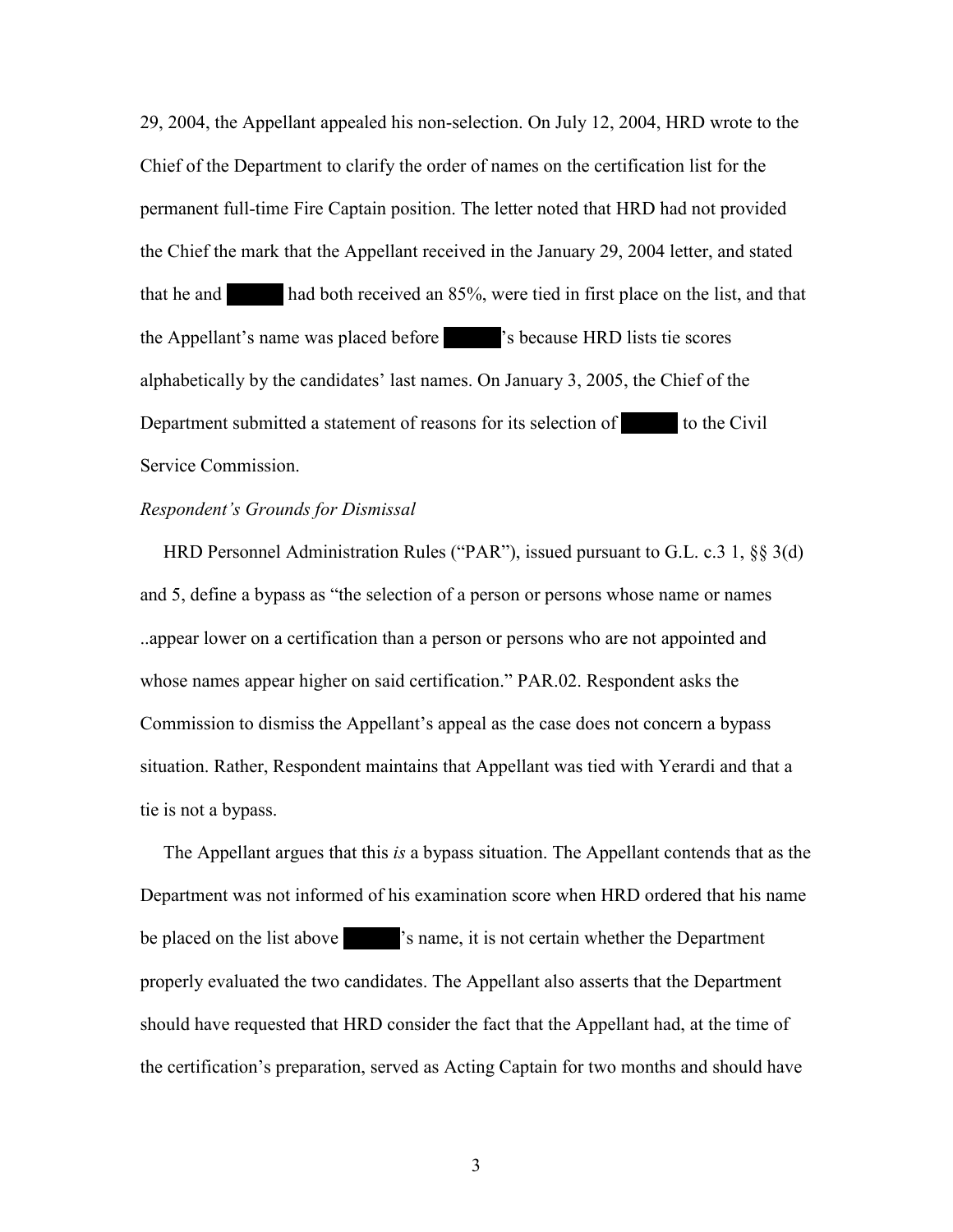29, 2004, the Appellant appealed his non-selection. On July 12, 2004, HRD wrote to the Chief of the Department to clarify the order of names on the certification list for the permanent full-time Fire Captain position. The letter noted that HRD had not provided the Chief the mark that the Appellant received in the January 29, 2004 letter, and stated that he and ██████ had both received an 85%, were tied in first place on the list, and that the Appellant's name was placed before ██████'s because HRD lists tie scores alphabetically by the candidates' last names. On January 3, 2005, the Chief of the Department submitted a statement of reasons for its selection of ██████ to the Civil Service Commission.

*Respondent's Grounds for Dismissal*

HRD Personnel Administration Rules ("PAR"), issued pursuant to G.L. c.3 1, §§ 3(d) and 5, define a bypass as "the selection of a person or persons whose name or names ..appear lower on a certification than a person or persons who are not appointed and whose names appear higher on said certification." PAR.02. Respondent asks the Commission to dismiss the Appellant's appeal as the case does not concern a bypass situation. Rather, Respondent maintains that Appellant was tied with Yerardi and that a tie is not a bypass.

The Appellant argues that this *is* a bypass situation. The Appellant contends that as the Department was not informed of his examination score when HRD ordered that his name be placed on the list above ██████'s name, it is not certain whether the Department properly evaluated the two candidates. The Appellant also asserts that the Department should have requested that HRD consider the fact that the Appellant had, at the time of the certification's preparation, served as Acting Captain for two months and should have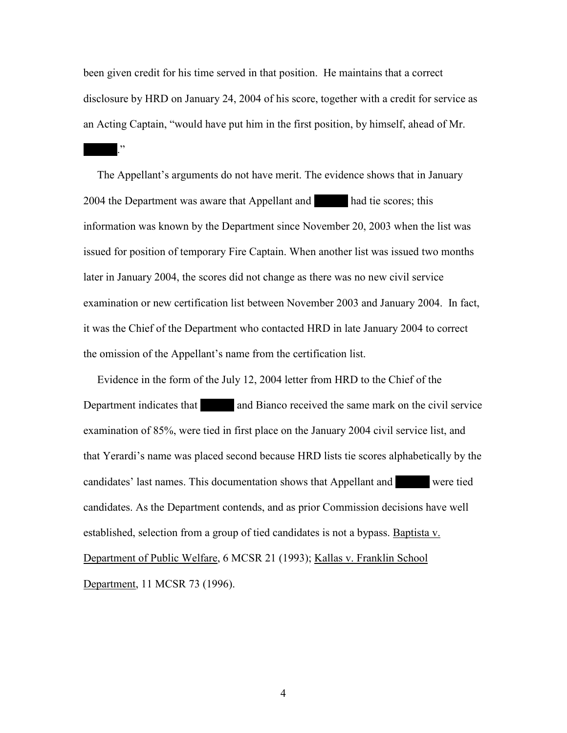been given credit for his time served in that position. He maintains that a correct disclosure by HRD on January 24, 2004 of his score, together with a credit for service as an Acting Captain, "would have put him in the first position, by himself, ahead of Mr. [REDACTED]."

The Appellant's arguments do not have merit. The evidence shows that in January 2004 the Department was aware that Appellant and [REDACTED] had tie scores; this information was known by the Department since November 20, 2003 when the list was issued for position of temporary Fire Captain. When another list was issued two months later in January 2004, the scores did not change as there was no new civil service examination or new certification list between November 2003 and January 2004. In fact, it was the Chief of the Department who contacted HRD in late January 2004 to correct the omission of the Appellant's name from the certification list.

Evidence in the form of the July 12, 2004 letter from HRD to the Chief of the Department indicates that [REDACTED] and Bianco received the same mark on the civil service examination of 85%, were tied in first place on the January 2004 civil service list, and that Yerardi's name was placed second because HRD lists tie scores alphabetically by the candidates' last names. This documentation shows that Appellant and [REDACTED] were tied candidates. As the Department contends, and as prior Commission decisions have well established, selection from a group of tied candidates is not a bypass. Baptista v. Department of Public Welfare, 6 MCSR 21 (1993); Kallas v. Franklin School Department, 11 MCSR 73 (1996).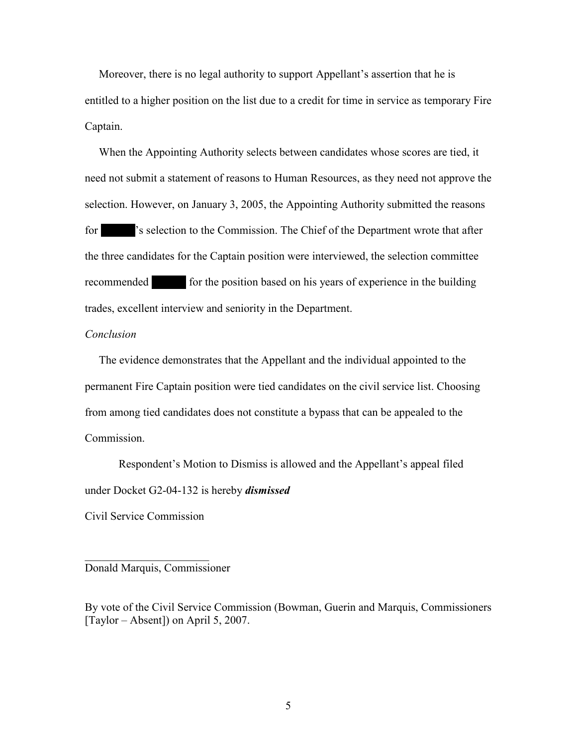Moreover, there is no legal authority to support Appellant's assertion that he is entitled to a higher position on the list due to a credit for time in service as temporary Fire Captain.

When the Appointing Authority selects between candidates whose scores are tied, it need not submit a statement of reasons to Human Resources, as they need not approve the selection. However, on January 3, 2005, the Appointing Authority submitted the reasons for ██████'s selection to the Commission. The Chief of the Department wrote that after the three candidates for the Captain position were interviewed, the selection committee recommended ██████ for the position based on his years of experience in the building trades, excellent interview and seniority in the Department.

*Conclusion*

The evidence demonstrates that the Appellant and the individual appointed to the permanent Fire Captain position were tied candidates on the civil service list. Choosing from among tied candidates does not constitute a bypass that can be appealed to the Commission.

Respondent's Motion to Dismiss is allowed and the Appellant's appeal filed under Docket G2-04-132 is hereby ***dismissed***

Civil Service Commission

\_\_\_\_\_\_\_\_\_\_\_\_\_\_\_\_\_\_\_\_\_\_\_\_

Donald Marquis, Commissioner

By vote of the Civil Service Commission (Bowman, Guerin and Marquis, Commissioners [Taylor – Absent]) on April 5, 2007.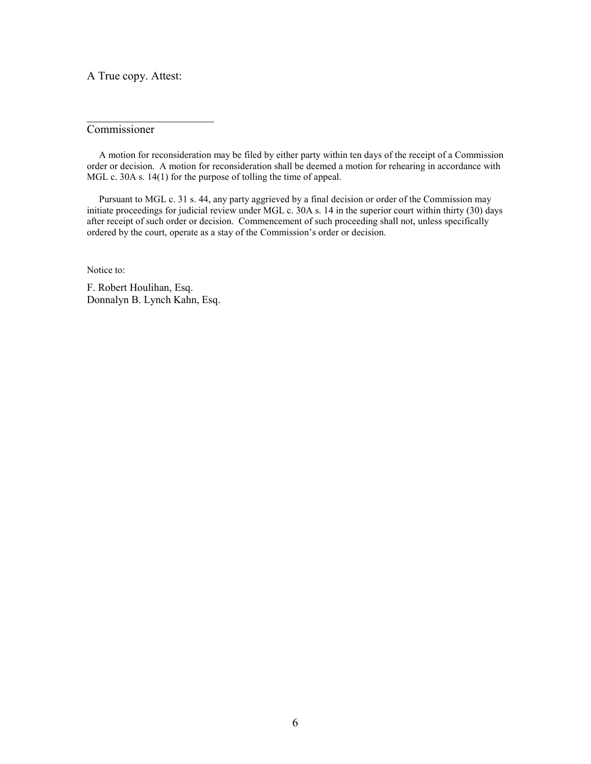A True copy. Attest:

\_\_\_\_\_\_\_\_\_\_\_\_\_\_\_\_\_\_\_\_\_\_\_\_

Commissioner

A motion for reconsideration may be filed by either party within ten days of the receipt of a Commission order or decision. A motion for reconsideration shall be deemed a motion for rehearing in accordance with MGL c. 30A s. 14(1) for the purpose of tolling the time of appeal.

Pursuant to MGL c. 31 s. 44, any party aggrieved by a final decision or order of the Commission may initiate proceedings for judicial review under MGL c. 30A s. 14 in the superior court within thirty (30) days after receipt of such order or decision. Commencement of such proceeding shall not, unless specifically ordered by the court, operate as a stay of the Commission's order or decision.

Notice to:

F. Robert Houlihan, Esq.
Donnalyn B. Lynch Kahn, Esq.